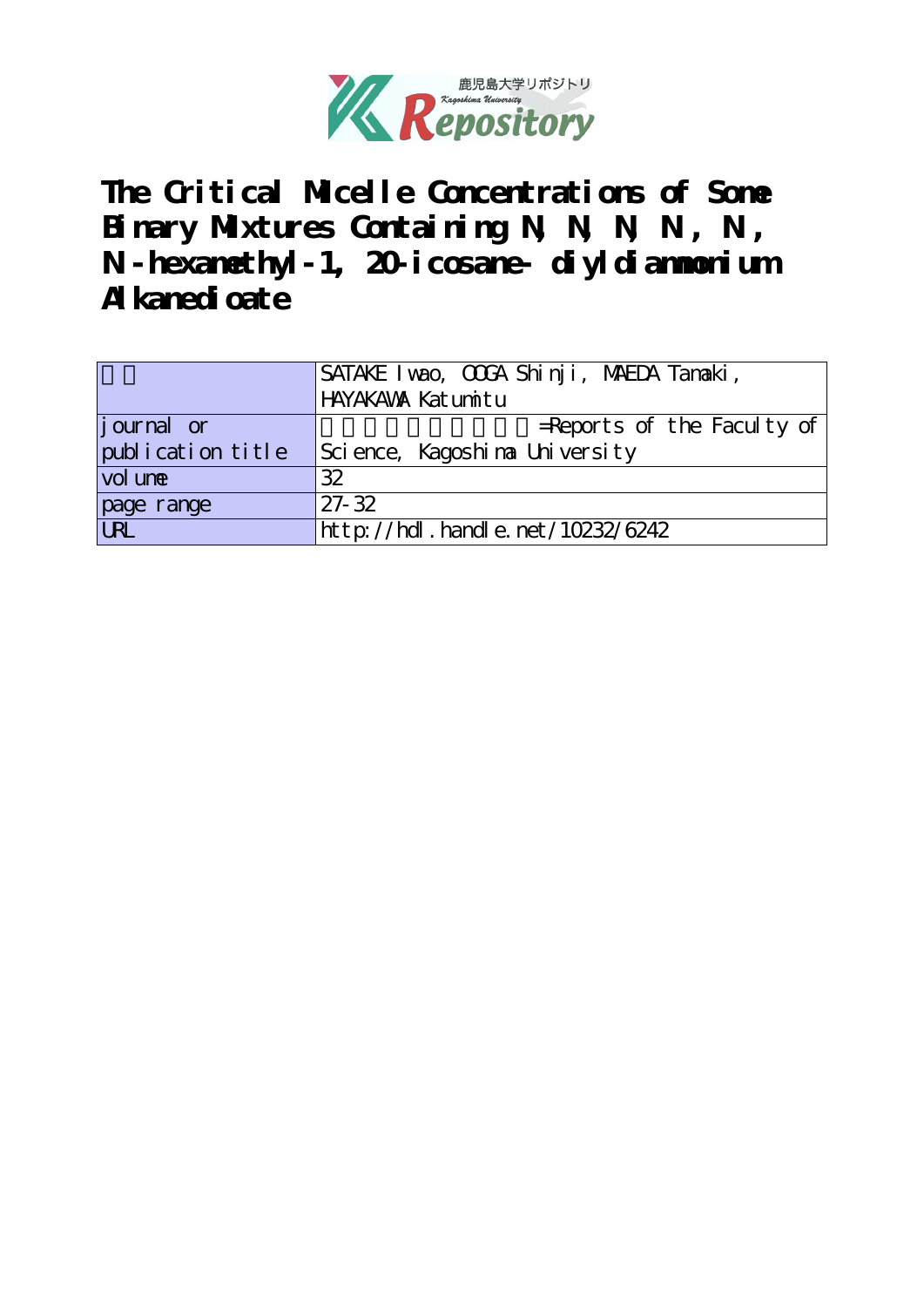# The Critical Micelle Concentrations of Some Binary Mixtures Containing N, N, N, N', N', N'-hexamethyl-1, 20-icosane- diyldiammonium Alkanedioate

| 著者 | SATAKE Iwao, OOGA Shinji, MAEDA Tamaki, HAYAKAWA Katumitu |
|---|---|
| journal or publication title | 鹿児島大学理学部紀要=Reports of the Faculty of Science, Kagoshima University |
| volume | 32 |
| page range | 27-32 |
| URL | http://hdl.handle.net/10232/6242 |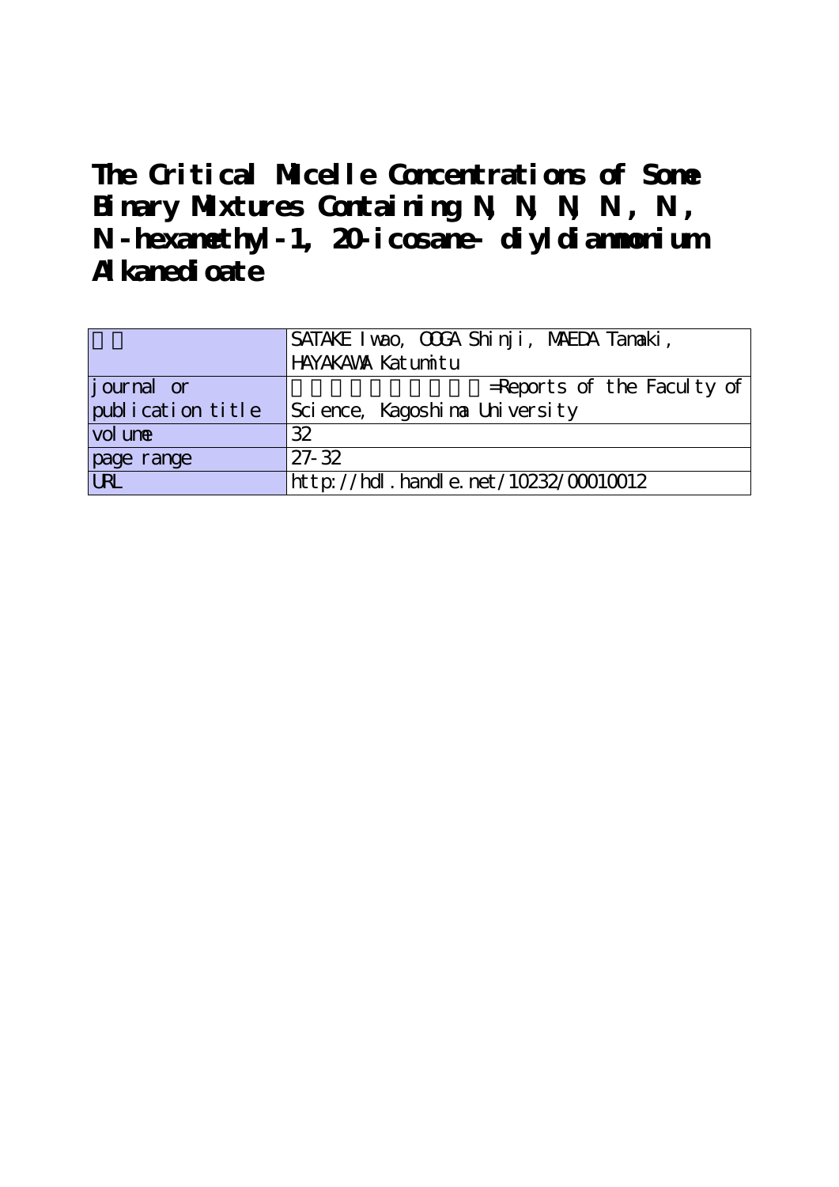# The Critical Micelle Concentrations of Some Binary Mixtures Containing N, N, N, N', N', N'-hexamethyl-1, 20-icosane- diyldiammonium Alkanedioate

| 著者 | SATAKE Iwao, OOGA Shinji, MAEDA Tamaki, HAYAKAWA Katumitu |
|---|---|
| journal or publication title | =Reports of the Faculty of Science, Kagoshima University |
| volume | 32 |
| page range | 27-32 |
| URL | http://hdl.handle.net/10232/00010012 |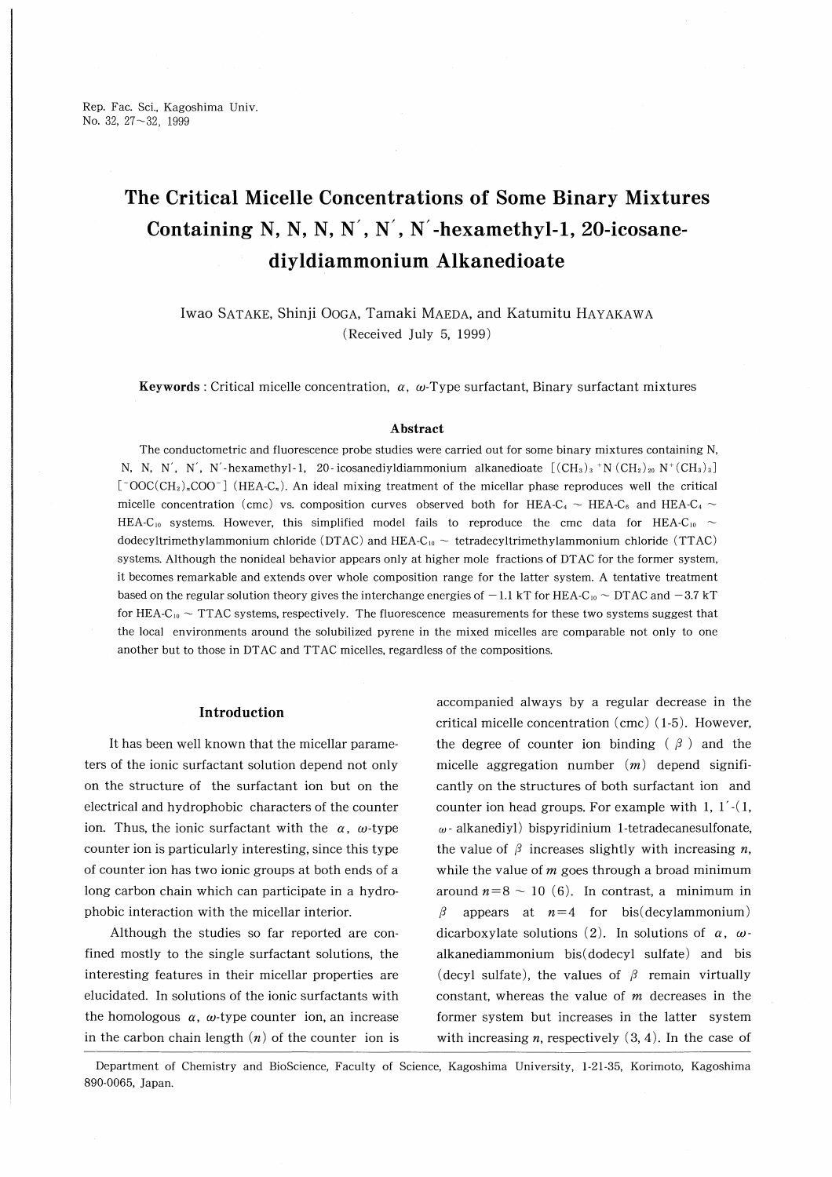# The Critical Micelle Concentrations of Some Binary Mixtures Containing N, N, N, N′, N′, N′-hexamethyl-1, 20-icosane-diyldiammonium Alkanedioate

Iwao SATAKE, Shinji OOGA, Tamaki MAEDA, and Katumitu HAYAKAWA

(Received July 5, 1999)

**Keywords** : Critical micelle concentration, $\alpha$, $\omega$-Type surfactant, Binary surfactant mixtures

### Abstract

The conductometric and fluorescence probe studies were carried out for some binary mixtures containing N, N, N, N′, N′, N′-hexamethyl-1, 20-icosanediyldiammonium alkanedioate $[(CH_3)_3{}^+N(CH_2)_{20}N^+(CH_3)_3]$ $[^-OOC(CH_2)_nCOO^-]$ (HEA-$C_n$). An ideal mixing treatment of the micellar phase reproduces well the critical micelle concentration (cmc) vs. composition curves observed both for HEA-$C_4$ ~ HEA-$C_6$ and HEA-$C_4$ ~ HEA-$C_{10}$ systems. However, this simplified model fails to reproduce the cmc data for HEA-$C_{10}$ ~ dodecyltrimethylammonium chloride (DTAC) and HEA-$C_{10}$ ~ tetradecyltrimethylammonium chloride (TTAC) systems. Although the nonideal behavior appears only at higher mole fractions of DTAC for the former system, it becomes remarkable and extends over whole composition range for the latter system. A tentative treatment based on the regular solution theory gives the interchange energies of $-1.1$ kT for HEA-$C_{10}$ ~ DTAC and $-3.7$ kT for HEA-$C_{10}$ ~ TTAC systems, respectively. The fluorescence measurements for these two systems suggest that the local environments around the solubilized pyrene in the mixed micelles are comparable not only to one another but to those in DTAC and TTAC micelles, regardless of the compositions.

## Introduction

It has been well known that the micellar parameters of the ionic surfactant solution depend not only on the structure of the surfactant ion but on the electrical and hydrophobic characters of the counter ion. Thus, the ionic surfactant with the $\alpha$, $\omega$-type counter ion is particularly interesting, since this type of counter ion has two ionic groups at both ends of a long carbon chain which can participate in a hydrophobic interaction with the micellar interior.

Although the studies so far reported are confined mostly to the single surfactant solutions, the interesting features in their micellar properties are elucidated. In solutions of the ionic surfactants with the homologous $\alpha$, $\omega$-type counter ion, an increase in the carbon chain length ($n$) of the counter ion is accompanied always by a regular decrease in the critical micelle concentration (cmc) (1-5). However, the degree of counter ion binding ($\beta$) and the micelle aggregation number ($m$) depend significantly on the structures of both surfactant ion and counter ion head groups. For example with 1, 1′-(1, $\omega$-alkanediyl) bispyridinium 1-tetradecanesulfonate, the value of $\beta$ increases slightly with increasing $n$, while the value of $m$ goes through a broad minimum around $n=8$ ~ $10$ (6). In contrast, a minimum in $\beta$ appears at $n=4$ for bis(decylammonium) dicarboxylate solutions (2). In solutions of $\alpha$, $\omega$-alkanediammonium bis(dodecyl sulfate) and bis (decyl sulfate), the values of $\beta$ remain virtually constant, whereas the value of $m$ decreases in the former system but increases in the latter system with increasing $n$, respectively (3, 4). In the case of

Department of Chemistry and BioScience, Faculty of Science, Kagoshima University, 1-21-35, Korimoto, Kagoshima 890-0065, Japan.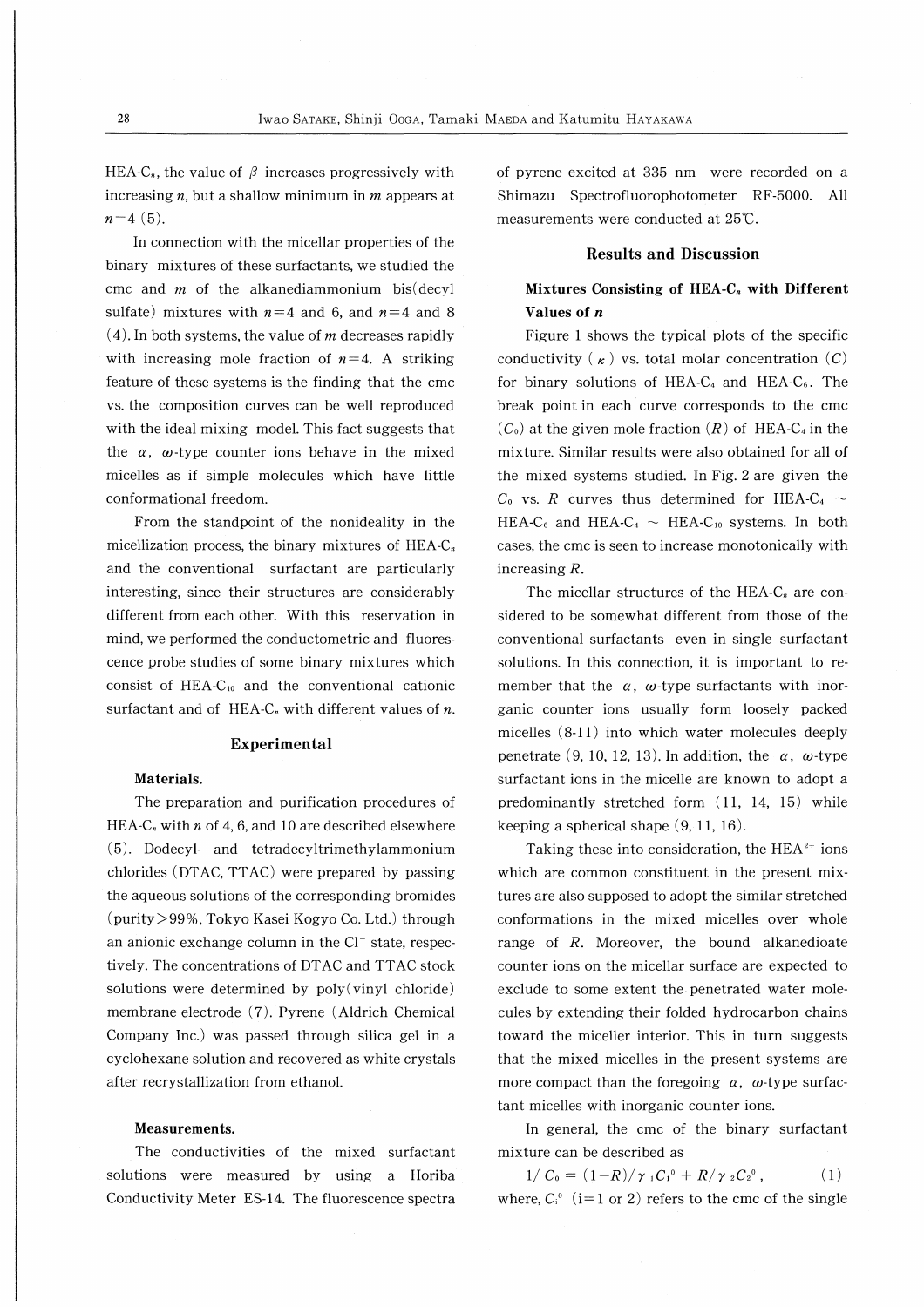HEA-$C_n$, the value of $\beta$ increases progressively with increasing $n$, but a shallow minimum in $m$ appears at $n=4$ (5).

In connection with the micellar properties of the binary mixtures of these surfactants, we studied the cmc and $m$ of the alkanediammonium bis(decyl sulfate) mixtures with $n=4$ and 6, and $n=4$ and 8 (4). In both systems, the value of $m$ decreases rapidly with increasing mole fraction of $n=4$. A striking feature of these systems is the finding that the cmc vs. the composition curves can be well reproduced with the ideal mixing model. This fact suggests that the $\alpha$, $\omega$-type counter ions behave in the mixed micelles as if simple molecules which have little conformational freedom.

From the standpoint of the nonideality in the micellization process, the binary mixtures of HEA-$C_n$ and the conventional surfactant are particularly interesting, since their structures are considerably different from each other. With this reservation in mind, we performed the conductometric and fluorescence probe studies of some binary mixtures which consist of HEA-$C_{10}$ and the conventional cationic surfactant and of HEA-$C_n$ with different values of $n$.

## Experimental

### Materials.

The preparation and purification procedures of HEA-$C_n$ with $n$ of 4, 6, and 10 are described elsewhere (5). Dodecyl- and tetradecyltrimethylammonium chlorides (DTAC, TTAC) were prepared by passing the aqueous solutions of the corresponding bromides (purity>99%, Tokyo Kasei Kogyo Co. Ltd.) through an anionic exchange column in the $Cl^-$ state, respectively. The concentrations of DTAC and TTAC stock solutions were determined by poly(vinyl chloride) membrane electrode (7). Pyrene (Aldrich Chemical Company Inc.) was passed through silica gel in a cyclohexane solution and recovered as white crystals after recrystallization from ethanol.

### Measurements.

The conductivities of the mixed surfactant solutions were measured by using a Horiba Conductivity Meter ES-14. The fluorescence spectra of pyrene excited at 335 nm were recorded on a Shimazu Spectrofluorometer RF-5000. All measurements were conducted at 25℃.

## Results and Discussion

### Mixtures Consisting of HEA-$C_n$ with Different Values of $n$

Figure 1 shows the typical plots of the specific conductivity ($\kappa$) vs. total molar concentration ($C$) for binary solutions of HEA-$C_4$ and HEA-$C_6$. The break point in each curve corresponds to the cmc ($C_0$) at the given mole fraction ($R$) of HEA-$C_4$ in the mixture. Similar results were also obtained for all of the mixed systems studied. In Fig. 2 are given the $C_0$ vs. $R$ curves thus determined for HEA-$C_4$ ~ HEA-$C_6$ and HEA-$C_4$ ~ HEA-$C_{10}$ systems. In both cases, the cmc is seen to increase monotonically with increasing $R$.

The micellar structures of the HEA-$C_n$ are considered to be somewhat different from those of the conventional surfactants even in single surfactant solutions. In this connection, it is important to remember that the $\alpha$, $\omega$-type surfactants with inorganic counter ions usually form loosely packed micelles (8-11) into which water molecules deeply penetrate (9, 10, 12, 13). In addition, the $\alpha$, $\omega$-type surfactant ions in the micelle are known to adopt a predominantly stretched form (11, 14, 15) while keeping a spherical shape (9, 11, 16).

Taking these into consideration, the $HEA^{2+}$ ions which are common constituent in the present mixtures are also supposed to adopt the similar stretched conformations in the mixed micelles over whole range of $R$. Moreover, the bound alkanedioate counter ions on the micellar surface are expected to exclude to some extent the penetrated water molecules by extending their folded hydrocarbon chains toward the miceller interior. This in turn suggests that the mixed micelles in the present systems are more compact than the foregoing $\alpha$, $\omega$-type surfactant micelles with inorganic counter ions.

In general, the cmc of the binary surfactant mixture can be described as

$$1/C_0 = (1-R)/\gamma_1 C_1^0 + R/\gamma_2 C_2^0, \qquad (1)$$

where, $C_i^0$ (i=1 or 2) refers to the cmc of the single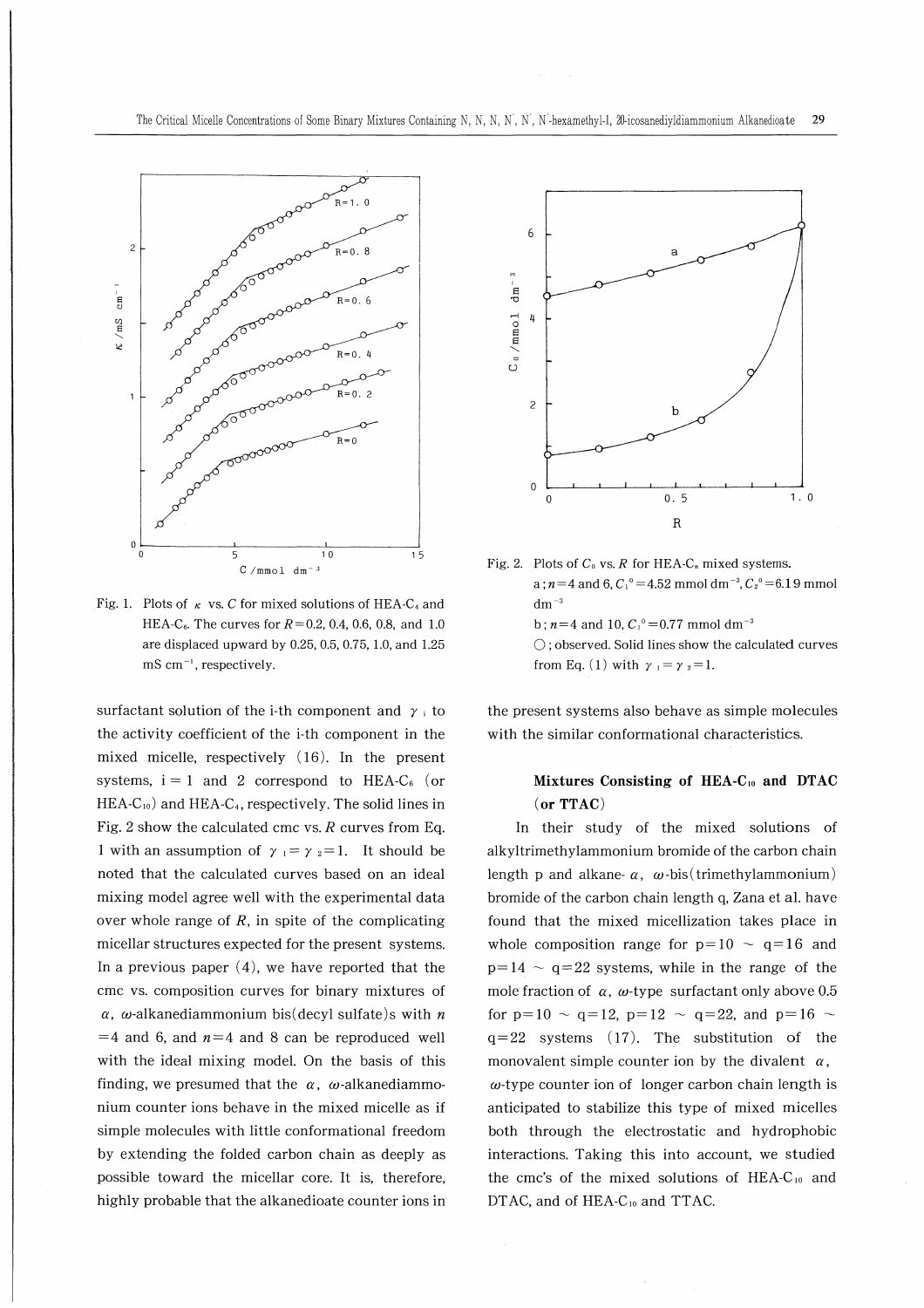Fig. 1. Plots of $\kappa$ vs. $C$ for mixed solutions of HEA-$C_4$ and HEA-$C_6$. The curves for $R = 0.2$, 0.4, 0.6, 0.8, and 1.0 are displaced upward by 0.25, 0.5, 0.75, 1.0, and 1.25 mS cm$^{-1}$, respectively.

Fig. 2. Plots of $C_0$ vs. $R$ for HEA-$C_n$ mixed systems.
a ; $n = 4$ and 6, $C_1^0 = 4.52$ mmol dm$^{-3}$, $C_2^0 = 6.19$ mmol dm$^{-3}$
b ; $n = 4$ and 10, $C_1^0 = 0.77$ mmol dm$^{-3}$
○ ; observed. Solid lines show the calculated curves from Eq. (1) with $\gamma_1 = \gamma_2 = 1$.

surfactant solution of the i-th component and $\gamma_i$ to the activity coefficient of the i-th component in the mixed micelle, respectively (16). In the present systems, i = 1 and 2 correspond to HEA-$C_6$ (or HEA-$C_{10}$) and HEA-$C_4$, respectively. The solid lines in Fig. 2 show the calculated cmc vs. $R$ curves from Eq. 1 with an assumption of $\gamma_1 = \gamma_2 = 1$. It should be noted that the calculated curves based on an ideal mixing model agree well with the experimental data over whole range of $R$, in spite of the complicating micellar structures expected for the present systems. In a previous paper (4), we have reported that the cmc vs. composition curves for binary mixtures of $\alpha$, $\omega$-alkanediammonium bis(decyl sulfate)s with $n = 4$ and 6, and $n = 4$ and 8 can be reproduced well with the ideal mixing model. On the basis of this finding, we presumed that the $\alpha$, $\omega$-alkanediammonium counter ions behave in the mixed micelle as if simple molecules with little conformational freedom by extending the folded carbon chain as deeply as possible toward the micellar core. It is, therefore, highly probable that the alkanedioate counter ions in the present systems also behave as simple molecules with the similar conformational characteristics.

### Mixtures Consisting of HEA-$C_{10}$ and DTAC (or TTAC)

In their study of the mixed solutions of alkyltrimethylammonium bromide of the carbon chain length p and alkane-$\alpha$, $\omega$-bis(trimethylammonium) bromide of the carbon chain length q, Zana et al. have found that the mixed micellization takes place in whole composition range for p=10 ~ q=16 and p=14 ~ q=22 systems, while in the range of the mole fraction of $\alpha$, $\omega$-type surfactant only above 0.5 for p=10 ~ q=12, p=12 ~ q=22, and p=16 ~ q=22 systems (17). The substitution of the monovalent simple counter ion by the divalent $\alpha$, $\omega$-type counter ion of longer carbon chain length is anticipated to stabilize this type of mixed micelles both through the electrostatic and hydrophobic interactions. Taking this into account, we studied the cmc's of the mixed solutions of HEA-$C_{10}$ and DTAC, and of HEA-$C_{10}$ and TTAC.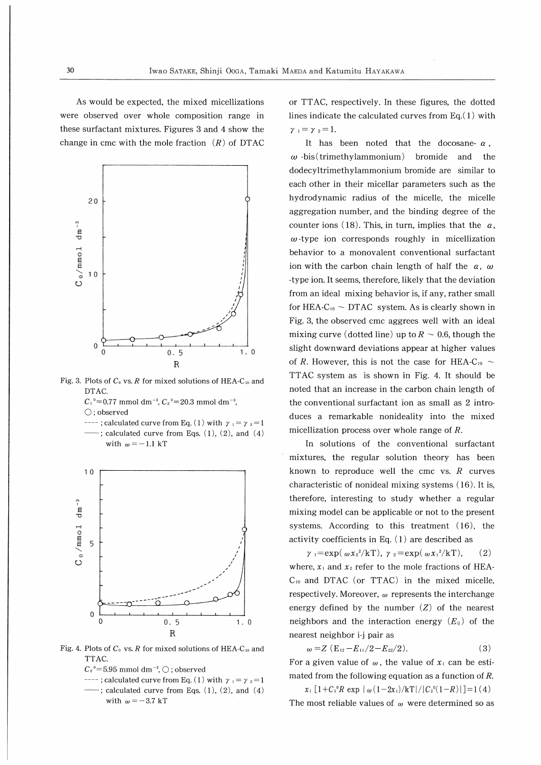As would be expected, the mixed micellizations were observed over whole composition range in these surfactant mixtures. Figures 3 and 4 show the change in cmc with the mole fraction ($R$) of DTAC

Fig. 3. Plots of $C_0$ vs. $R$ for mixed solutions of HEA-$C_{10}$ and DTAC.
$C_1{}^0$=0.77 mmol dm$^{-3}$, $C_2{}^0$=20.3 mmol dm$^{-3}$,
○ ; observed
---- ; calculated curve from Eq. (1) with $\gamma_1=\gamma_2=1$
—— ; calculated curve from Eqs. (1), (2), and (4) with $\omega=-1.1$ kT

Fig. 4. Plots of $C_0$ vs. $R$ for mixed solutions of HEA-$C_{10}$ and TTAC.
$C_2{}^0$=5.95 mmol dm$^{-3}$, ○ ; observed
---- ; calculated curve from Eq. (1) with $\gamma_1=\gamma_2=1$
—— ; calculated curve from Eqs. (1), (2), and (4) with $\omega=-3.7$ kT

or TTAC, respectively. In these figures, the dotted lines indicate the calculated curves from Eq.(1) with $\gamma_1=\gamma_2=1$.

It has been noted that the docosane-$\alpha$, $\omega$-bis(trimethylammonium) bromide and the dodecyltrimethylammonium bromide are similar to each other in their micellar parameters such as the hydrodynamic radius of the micelle, the micelle aggregation number, and the binding degree of the counter ions (18). This, in turn, implies that the $\alpha$, $\omega$-type ion corresponds roughly in micellization behavior to a monovalent conventional surfactant ion with the carbon chain length of half the $\alpha$, $\omega$-type ion. It seems, therefore, likely that the deviation from an ideal mixing behavior is, if any, rather small for HEA-$C_{10}$ ~ DTAC system. As is clearly shown in Fig. 3, the observed cmc aggrees well with an ideal mixing curve (dotted line) up to $R$ ~ 0.6, though the slight downward deviations appear at higher values of $R$. However, this is not the case for HEA-$C_{10}$ ~ TTAC system as is shown in Fig. 4. It should be noted that an increase in the carbon chain length of the conventional surfactant ion as small as 2 introduces a remarkable nonideality into the mixed micellization process over whole range of $R$.

In solutions of the conventional surfactant mixtures, the regular solution theory has been known to reproduce well the cmc vs. $R$ curves characteristic of nonideal mixing systems (16). It is, therefore, interesting to study whether a regular mixing model can be applicable or not to the present systems. According to this treatment (16), the activity coefficients in Eq. (1) are described as

$$\gamma_1=\exp(\omega x_2{}^2/kT),\quad \gamma_2=\exp(\omega x_1{}^2/kT), \tag{2}$$

where, $x_1$ and $x_2$ refer to the mole fractions of HEA-$C_{10}$ and DTAC (or TTAC) in the mixed micelle, respectively. Moreover, $\omega$ represents the interchange energy defined by the number ($Z$) of the nearest neighbors and the interaction energy ($E_{ij}$) of the nearest neighbor i-j pair as

$$\omega=Z\,(E_{12}-E_{11}/2-E_{22}/2). \tag{3}$$

For a given value of $\omega$, the value of $x_1$ can be estimated from the following equation as a function of $R$.

$$x_1\,[1+C_1{}^0R\exp\{\omega(1-2x_1)/kT\}/\{C_2{}^0(1-R)\}]=1 \tag{4}$$

The most reliable values of $\omega$ were determined so as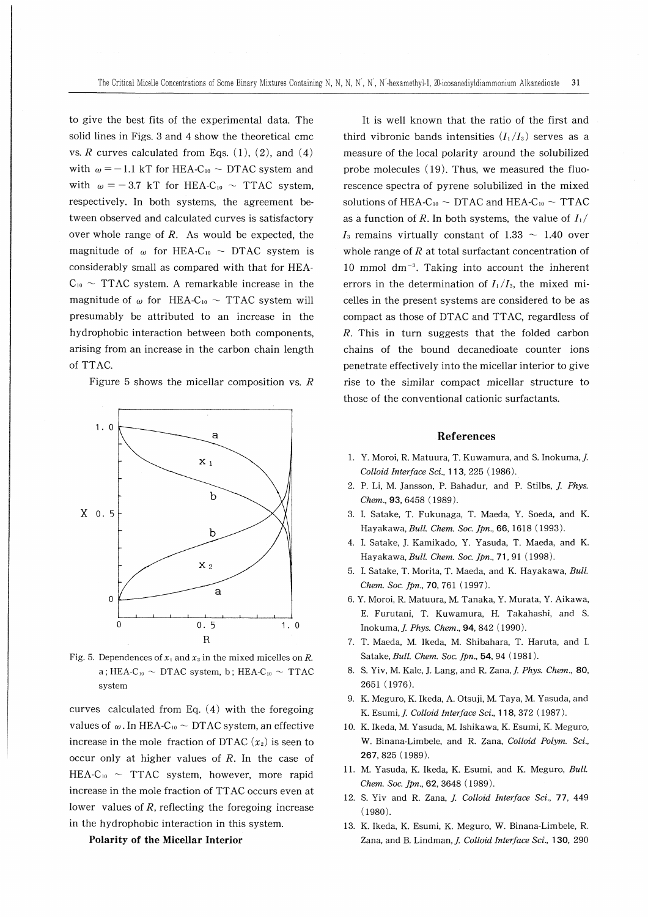to give the best fits of the experimental data. The solid lines in Figs. 3 and 4 show the theoretical cmc vs. $R$ curves calculated from Eqs. (1), (2), and (4) with $\omega = -1.1$ kT for HEA-$C_{10}$ ~ DTAC system and with $\omega = -3.7$ kT for HEA-$C_{10}$ ~ TTAC system, respectively. In both systems, the agreement between observed and calculated curves is satisfactory over whole range of $R$. As would be expected, the magnitude of $\omega$ for HEA-$C_{10}$ ~ DTAC system is considerably small as compared with that for HEA-$C_{10}$ ~ TTAC system. A remarkable increase in the magnitude of $\omega$ for HEA-$C_{10}$ ~ TTAC system will presumably be attributed to an increase in the hydrophobic interaction between both components, arising from an increase in the carbon chain length of TTAC.

Figure 5 shows the micellar composition vs. $R$ curves calculated from Eq. (4) with the foregoing values of $\omega$. In HEA-$C_{10}$ ~ DTAC system, an effective increase in the mole fraction of DTAC ($x_2$) is seen to occur only at higher values of $R$. In the case of HEA-$C_{10}$ ~ TTAC system, however, more rapid increase in the mole fraction of TTAC occurs even at lower values of $R$, reflecting the foregoing increase in the hydrophobic interaction in this system.

Fig. 5. Dependences of $x_1$ and $x_2$ in the mixed micelles on $R$. a; HEA-$C_{10}$ ~ DTAC system, b; HEA-$C_{10}$ ~ TTAC system

**Polarity of the Micellar Interior**

It is well known that the ratio of the first and third vibronic bands intensities ($I_1/I_3$) serves as a measure of the local polarity around the solubilized probe molecules (19). Thus, we measured the fluorescence spectra of pyrene solubilized in the mixed solutions of HEA-$C_{10}$ ~ DTAC and HEA-$C_{10}$ ~ TTAC as a function of $R$. In both systems, the value of $I_1/I_3$ remains virtually constant of 1.33 ~ 1.40 over whole range of $R$ at total surfactant concentration of 10 mmol $dm^{-3}$. Taking into account the inherent errors in the determination of $I_1/I_3$, the mixed micelles in the present systems are considered to be as compact as those of DTAC and TTAC, regardless of $R$. This in turn suggests that the folded carbon chains of the bound decanedioate counter ions penetrate effectively into the micellar interior to give rise to the similar compact micellar structure to those of the conventional cationic surfactants.

## References

1. Y. Moroi, R. Matuura, T. Kuwamura, and S. Inokuma, *J. Colloid Interface Sci.*, **113**, 225 (1986).
2. P. Li, M. Jansson, P. Bahadur, and P. Stilbs, *J. Phys. Chem.*, **93**, 6458 (1989).
3. I. Satake, T. Fukunaga, T. Maeda, Y. Soeda, and K. Hayakawa, *Bull. Chem. Soc. Jpn.*, **66**, 1618 (1993).
4. I. Satake, J. Kamikado, Y. Yasuda, T. Maeda, and K. Hayakawa, *Bull. Chem. Soc. Jpn.*, **71**, 91 (1998).
5. I. Satake, T. Morita, T. Maeda, and K. Hayakawa, *Bull. Chem. Soc. Jpn.*, **70**, 761 (1997).
6. Y. Moroi, R. Matuura, M. Tanaka, Y. Murata, Y. Aikawa, E. Furutani, T. Kuwamura, H. Takahashi, and S. Inokuma, *J. Phys. Chem.*, **94**, 842 (1990).
7. T. Maeda, M. Ikeda, M. Shibahara, T. Haruta, and I. Satake, *Bull. Chem. Soc. Jpn.*, **54**, 94 (1981).
8. S. Yiv, M. Kale, J. Lang, and R. Zana, *J. Phys. Chem.*, **80**, 2651 (1976).
9. K. Meguro, K. Ikeda, A. Otsuji, M. Taya, M. Yasuda, and K. Esumi, *J. Colloid Interface Sci.*, **118**, 372 (1987).
10. K. Ikeda, M. Yasuda, M. Ishikawa, K. Esumi, K. Meguro, W. Binana-Limbele, and R. Zana, *Colloid Polym. Sci.*, **267**, 825 (1989).
11. M. Yasuda, K. Ikeda, K. Esumi, and K. Meguro, *Bull. Chem. Soc. Jpn.*, **62**, 3648 (1989).
12. S. Yiv and R. Zana, *J. Colloid Interface Sci.*, **77**, 449 (1980).
13. K. Ikeda, K. Esumi, K. Meguro, W. Binana-Limbele, R. Zana, and B. Lindman, *J. Colloid Interface Sci.*, **130**, 290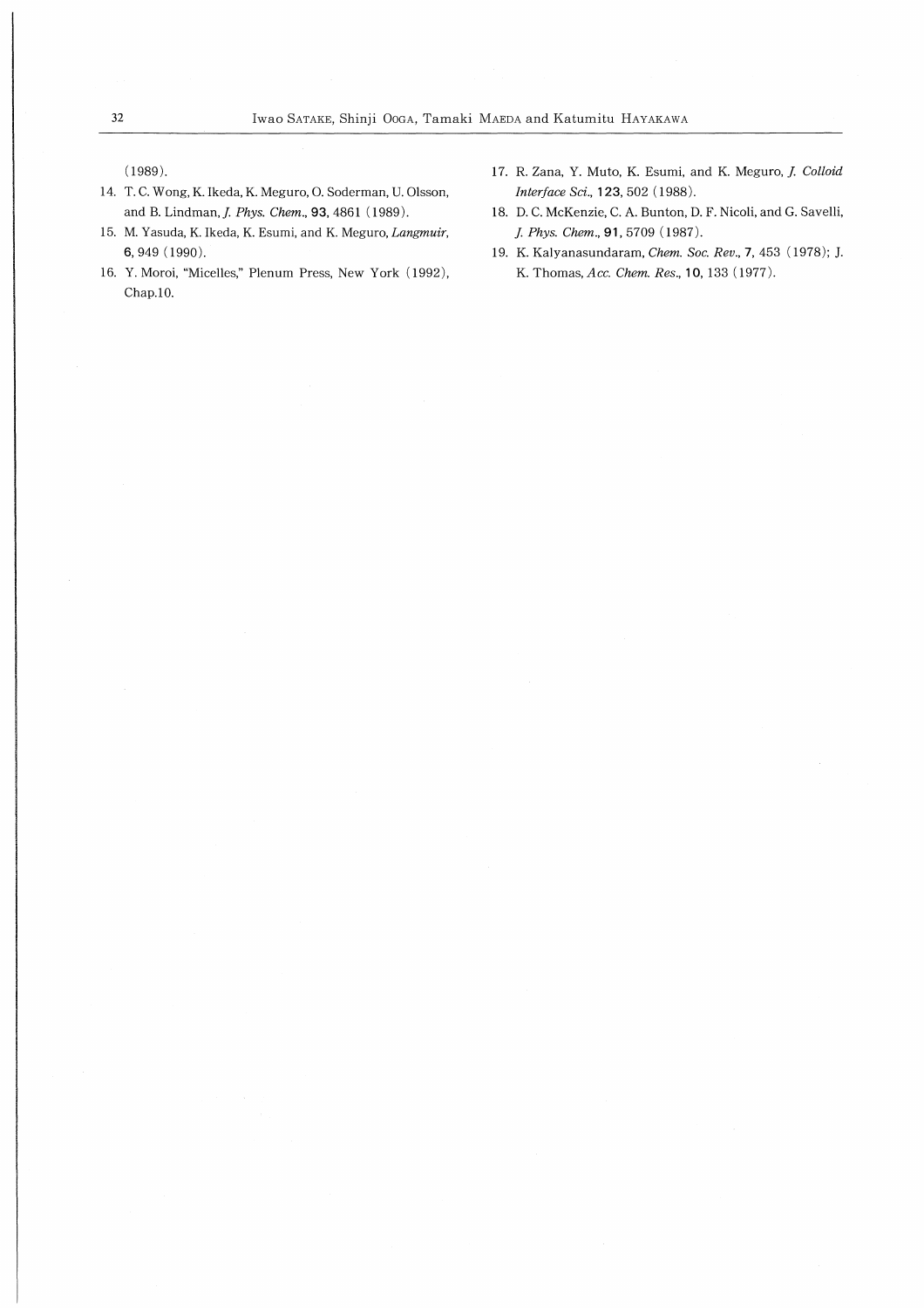(1989).

14. T. C. Wong, K. Ikeda, K. Meguro, O. Soderman, U. Olsson, and B. Lindman, *J. Phys. Chem.*, **93**, 4861 (1989).
15. M. Yasuda, K. Ikeda, K. Esumi, and K. Meguro, *Langmuir*, **6**, 949 (1990).
16. Y. Moroi, "Micelles," Plenum Press, New York (1992), Chap.10.
17. R. Zana, Y. Muto, K. Esumi, and K. Meguro, *J. Colloid Interface Sci.*, **123**, 502 (1988).
18. D. C. McKenzie, C. A. Bunton, D. F. Nicoli, and G. Savelli, *J. Phys. Chem.*, **91**, 5709 (1987).
19. K. Kalyanasundaram, *Chem. Soc. Rev.*, **7**, 453 (1978); J. K. Thomas, *Acc. Chem. Res.*, **10**, 133 (1977).